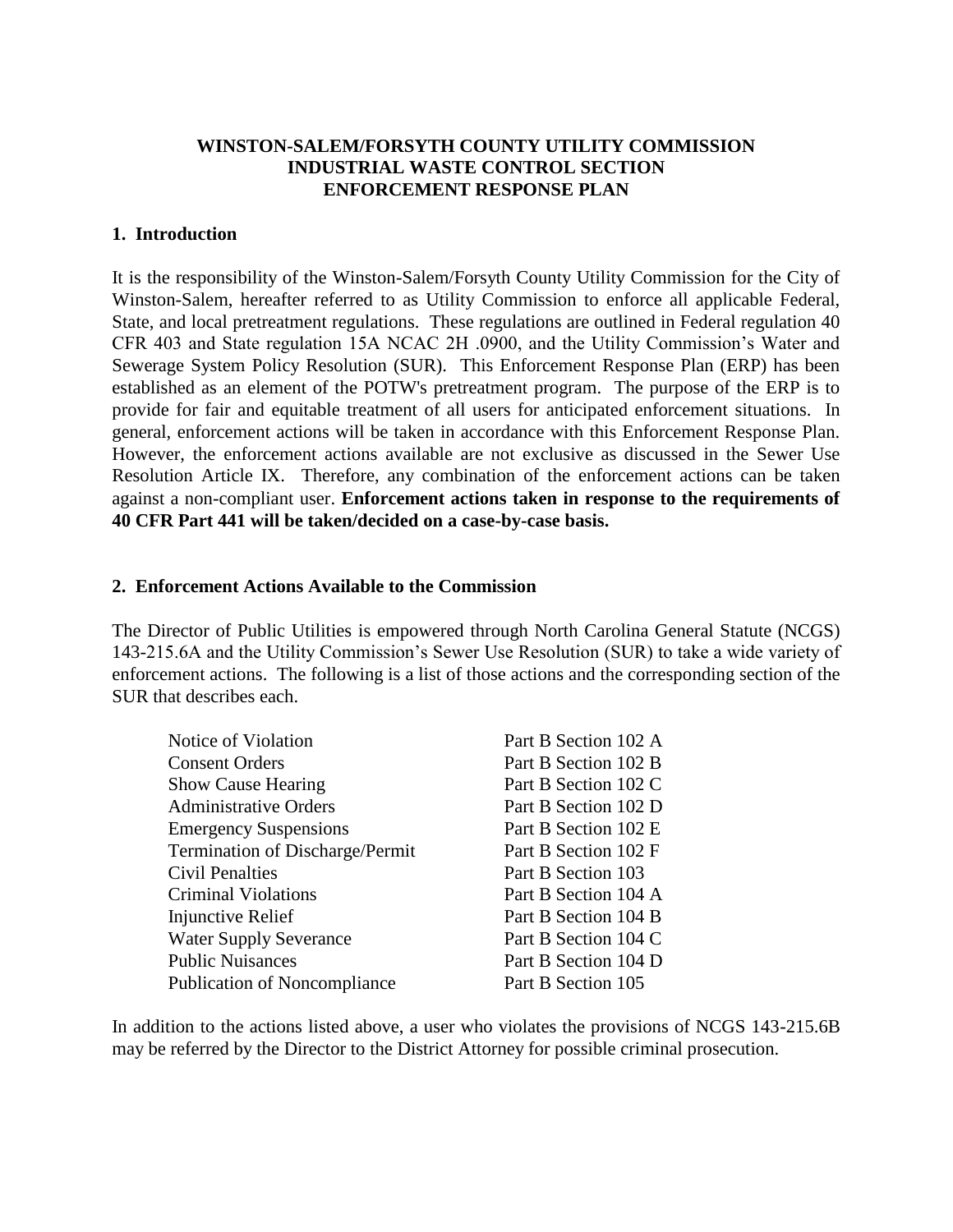# WINSTON-SALEM/FORSYTH COUNTY UTILITY COMMISSION
# INDUSTRIAL WASTE CONTROL SECTION
# ENFORCEMENT RESPONSE PLAN

## 1. Introduction

It is the responsibility of the Winston-Salem/Forsyth County Utility Commission for the City of Winston-Salem, hereafter referred to as Utility Commission to enforce all applicable Federal, State, and local pretreatment regulations. These regulations are outlined in Federal regulation 40 CFR 403 and State regulation 15A NCAC 2H .0900, and the Utility Commission's Water and Sewerage System Policy Resolution (SUR). This Enforcement Response Plan (ERP) has been established as an element of the POTW's pretreatment program. The purpose of the ERP is to provide for fair and equitable treatment of all users for anticipated enforcement situations. In general, enforcement actions will be taken in accordance with this Enforcement Response Plan. However, the enforcement actions available are not exclusive as discussed in the Sewer Use Resolution Article IX. Therefore, any combination of the enforcement actions can be taken against a non-compliant user. **Enforcement actions taken in response to the requirements of 40 CFR Part 441 will be taken/decided on a case-by-case basis.**

## 2. Enforcement Actions Available to the Commission

The Director of Public Utilities is empowered through North Carolina General Statute (NCGS) 143-215.6A and the Utility Commission's Sewer Use Resolution (SUR) to take a wide variety of enforcement actions. The following is a list of those actions and the corresponding section of the SUR that describes each.

| Enforcement Action | SUR Section |
|---|---|
| Notice of Violation | Part B Section 102 A |
| Consent Orders | Part B Section 102 B |
| Show Cause Hearing | Part B Section 102 C |
| Administrative Orders | Part B Section 102 D |
| Emergency Suspensions | Part B Section 102 E |
| Termination of Discharge/Permit | Part B Section 102 F |
| Civil Penalties | Part B Section 103 |
| Criminal Violations | Part B Section 104 A |
| Injunctive Relief | Part B Section 104 B |
| Water Supply Severance | Part B Section 104 C |
| Public Nuisances | Part B Section 104 D |
| Publication of Noncompliance | Part B Section 105 |

In addition to the actions listed above, a user who violates the provisions of NCGS 143-215.6B may be referred by the Director to the District Attorney for possible criminal prosecution.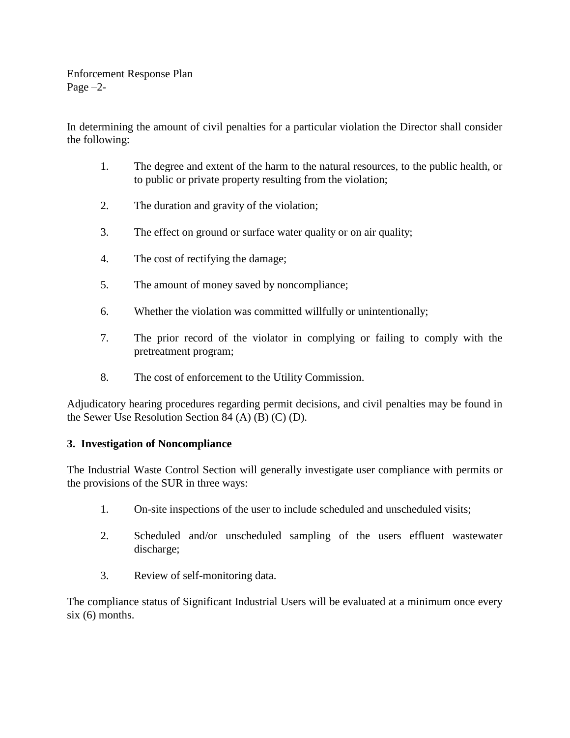In determining the amount of civil penalties for a particular violation the Director shall consider the following:

1. The degree and extent of the harm to the natural resources, to the public health, or to public or private property resulting from the violation;

2. The duration and gravity of the violation;

3. The effect on ground or surface water quality or on air quality;

4. The cost of rectifying the damage;

5. The amount of money saved by noncompliance;

6. Whether the violation was committed willfully or unintentionally;

7. The prior record of the violator in complying or failing to comply with the pretreatment program;

8. The cost of enforcement to the Utility Commission.

Adjudicatory hearing procedures regarding permit decisions, and civil penalties may be found in the Sewer Use Resolution Section 84 (A) (B) (C) (D).

**3. Investigation of Noncompliance**

The Industrial Waste Control Section will generally investigate user compliance with permits or the provisions of the SUR in three ways:

1. On-site inspections of the user to include scheduled and unscheduled visits;

2. Scheduled and/or unscheduled sampling of the users effluent wastewater discharge;

3. Review of self-monitoring data.

The compliance status of Significant Industrial Users will be evaluated at a minimum once every six (6) months.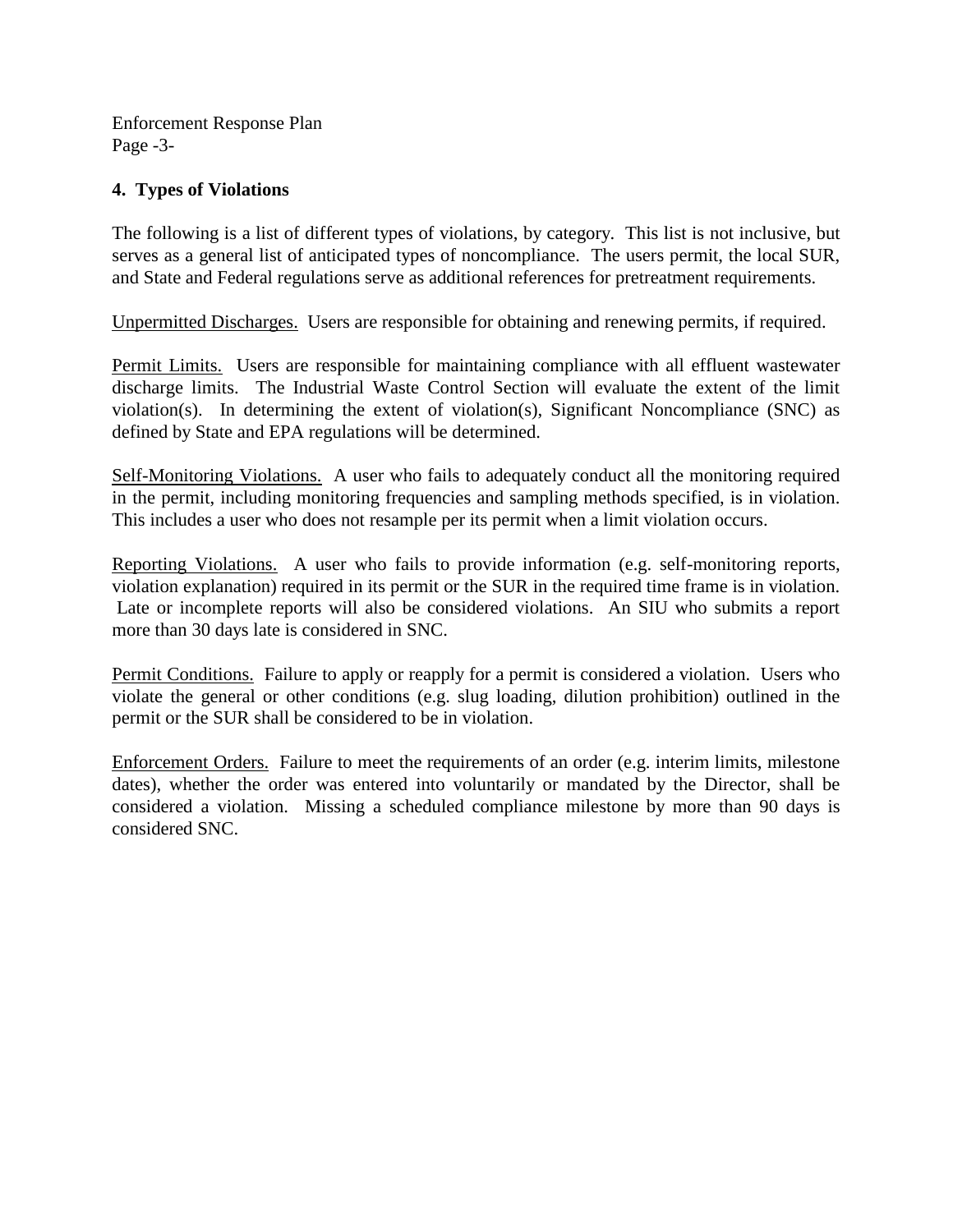## 4. Types of Violations

The following is a list of different types of violations, by category. This list is not inclusive, but serves as a general list of anticipated types of noncompliance. The users permit, the local SUR, and State and Federal regulations serve as additional references for pretreatment requirements.

Unpermitted Discharges. Users are responsible for obtaining and renewing permits, if required.

Permit Limits. Users are responsible for maintaining compliance with all effluent wastewater discharge limits. The Industrial Waste Control Section will evaluate the extent of the limit violation(s). In determining the extent of violation(s), Significant Noncompliance (SNC) as defined by State and EPA regulations will be determined.

Self-Monitoring Violations. A user who fails to adequately conduct all the monitoring required in the permit, including monitoring frequencies and sampling methods specified, is in violation. This includes a user who does not resample per its permit when a limit violation occurs.

Reporting Violations. A user who fails to provide information (e.g. self-monitoring reports, violation explanation) required in its permit or the SUR in the required time frame is in violation. Late or incomplete reports will also be considered violations. An SIU who submits a report more than 30 days late is considered in SNC.

Permit Conditions. Failure to apply or reapply for a permit is considered a violation. Users who violate the general or other conditions (e.g. slug loading, dilution prohibition) outlined in the permit or the SUR shall be considered to be in violation.

Enforcement Orders. Failure to meet the requirements of an order (e.g. interim limits, milestone dates), whether the order was entered into voluntarily or mandated by the Director, shall be considered a violation. Missing a scheduled compliance milestone by more than 90 days is considered SNC.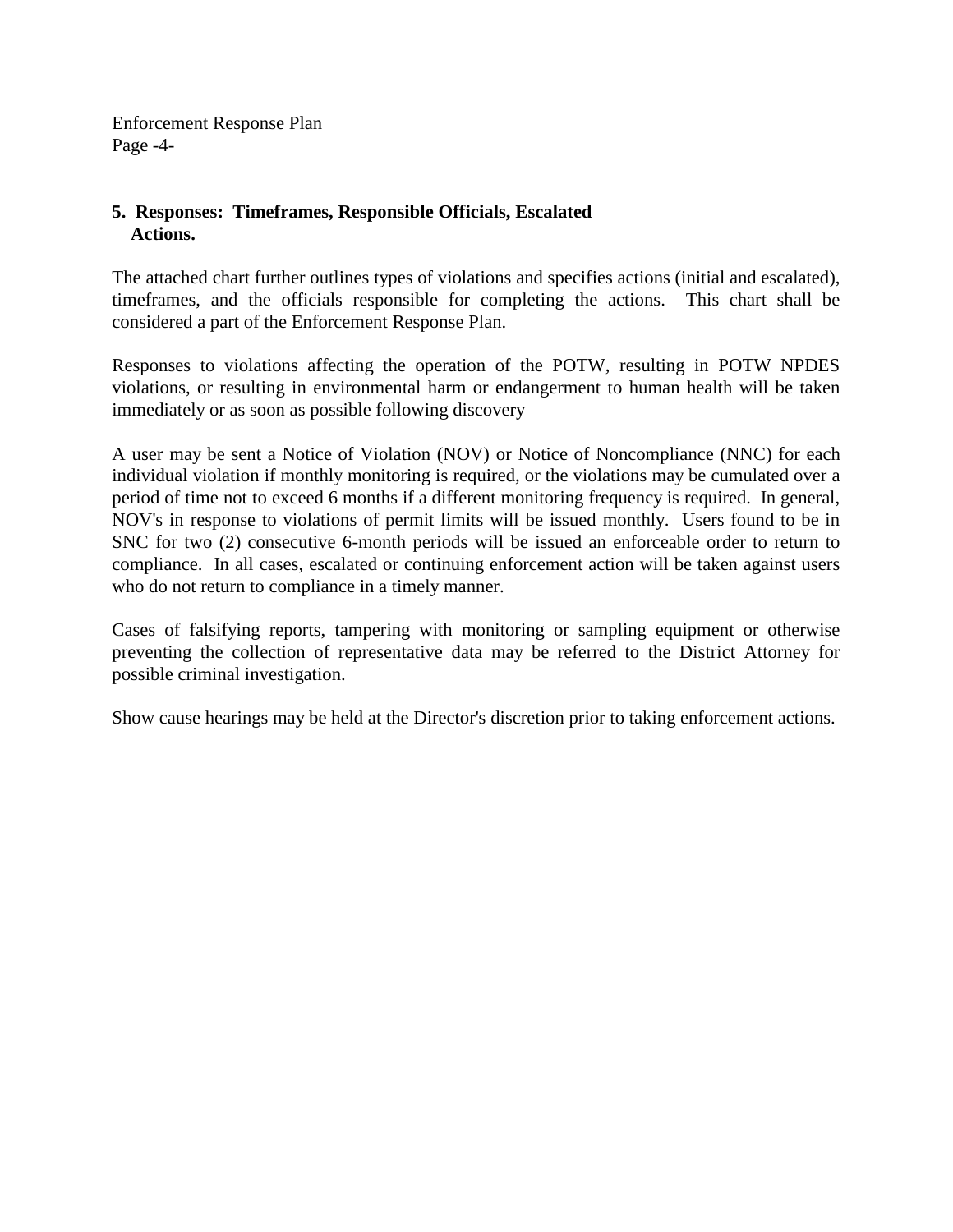## 5. Responses: Timeframes, Responsible Officials, Escalated Actions.

The attached chart further outlines types of violations and specifies actions (initial and escalated), timeframes, and the officials responsible for completing the actions. This chart shall be considered a part of the Enforcement Response Plan.

Responses to violations affecting the operation of the POTW, resulting in POTW NPDES violations, or resulting in environmental harm or endangerment to human health will be taken immediately or as soon as possible following discovery

A user may be sent a Notice of Violation (NOV) or Notice of Noncompliance (NNC) for each individual violation if monthly monitoring is required, or the violations may be cumulated over a period of time not to exceed 6 months if a different monitoring frequency is required. In general, NOV's in response to violations of permit limits will be issued monthly. Users found to be in SNC for two (2) consecutive 6-month periods will be issued an enforceable order to return to compliance. In all cases, escalated or continuing enforcement action will be taken against users who do not return to compliance in a timely manner.

Cases of falsifying reports, tampering with monitoring or sampling equipment or otherwise preventing the collection of representative data may be referred to the District Attorney for possible criminal investigation.

Show cause hearings may be held at the Director's discretion prior to taking enforcement actions.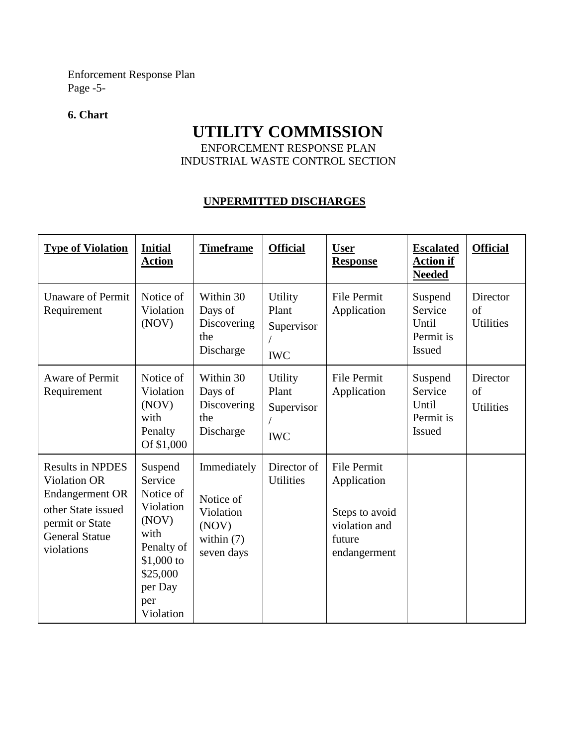**6. Chart**

# UTILITY COMMISSION

ENFORCEMENT RESPONSE PLAN
INDUSTRIAL WASTE CONTROL SECTION

**UNPERMITTED DISCHARGES**

| **Type of Violation** | **Initial Action** | **Timeframe** | **Official** | **User Response** | **Escalated Action if Needed** | **Official** |
|---|---|---|---|---|---|---|
| Unaware of Permit Requirement | Notice of Violation (NOV) | Within 30 Days of Discovering the Discharge | Utility Plant Supervisor / IWC | File Permit Application | Suspend Service Until Permit is Issued | Director of Utilities |
| Aware of Permit Requirement | Notice of Violation (NOV) with Penalty Of $1,000 | Within 30 Days of Discovering the Discharge | Utility Plant Supervisor / IWC | File Permit Application | Suspend Service Until Permit is Issued | Director of Utilities |
| Results in NPDES Violation OR Endangerment OR other State issued permit or State General Statue violations | Suspend Service Notice of Violation (NOV) with Penalty of $1,000 to $25,000 per Day per Violation | Immediately<br><br>Notice of Violation (NOV) within (7) seven days | Director of Utilities | File Permit Application<br><br>Steps to avoid violation and future endangerment | | |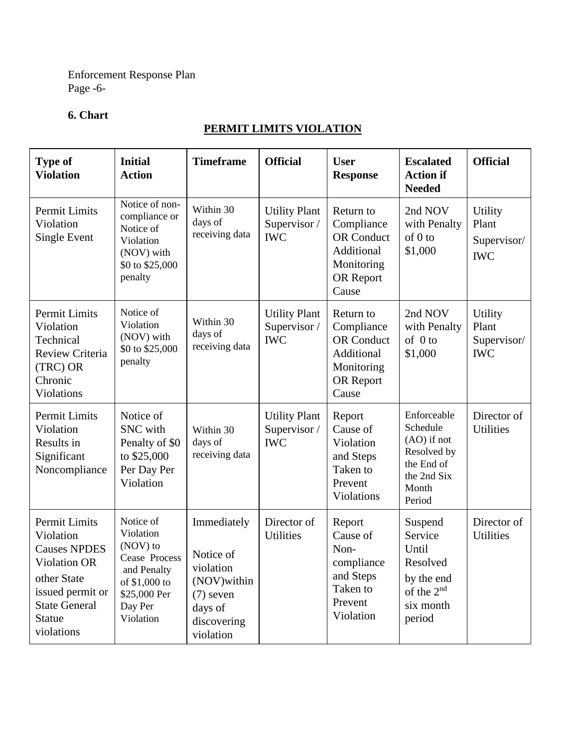Enforcement Response Plan
Page -6-

**6. Chart**

**PERMIT LIMITS VIOLATION**

| Type of Violation | Initial Action | Timeframe | Official | User Response | Escalated Action if Needed | Official |
|---|---|---|---|---|---|---|
| Permit Limits Violation Single Event | Notice of non-compliance or Notice of Violation (NOV) with $0 to $25,000 penalty | Within 30 days of receiving data | Utility Plant Supervisor / IWC | Return to Compliance OR Conduct Additional Monitoring OR Report Cause | 2nd NOV with Penalty of 0 to $1,000 | Utility Plant Supervisor/ IWC |
| Permit Limits Violation Technical Review Criteria (TRC) OR Chronic Violations | Notice of Violation (NOV) with $0 to $25,000 penalty | Within 30 days of receiving data | Utility Plant Supervisor / IWC | Return to Compliance OR Conduct Additional Monitoring OR Report Cause | 2nd NOV with Penalty of 0 to $1,000 | Utility Plant Supervisor/ IWC |
| Permit Limits Violation Results in Significant Noncompliance | Notice of SNC with Penalty of $0 to $25,000 Per Day Per Violation | Within 30 days of receiving data | Utility Plant Supervisor / IWC | Report Cause of Violation and Steps Taken to Prevent Violations | Enforceable Schedule (AO) if not Resolved by the End of the 2nd Six Month Period | Director of Utilities |
| Permit Limits Violation Causes NPDES Violation OR other State issued permit or State General Statue violations | Notice of Violation (NOV) to Cease Process and Penalty of $1,000 to $25,000 Per Day Per Violation | Immediately Notice of violation (NOV)within (7) seven days of discovering violation | Director of Utilities | Report Cause of Non-compliance and Steps Taken to Prevent Violation | Suspend Service Until Resolved by the end of the 2nd six month period | Director of Utilities |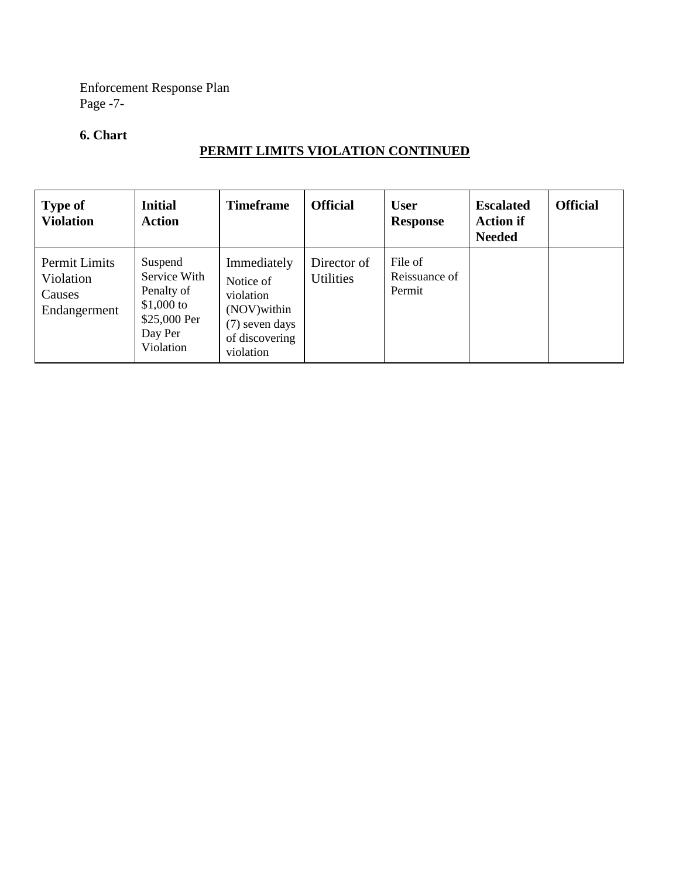**6. Chart**

**PERMIT LIMITS VIOLATION CONTINUED**

| **Type of Violation** | **Initial Action** | **Timeframe** | **Official** | **User Response** | **Escalated Action if Needed** | **Official** |
|---|---|---|---|---|---|---|
| Permit Limits Violation Causes Endangerment | Suspend Service With Penalty of $1,000 to $25,000 Per Day Per Violation | Immediately Notice of violation (NOV)within (7) seven days of discovering violation | Director of Utilities | File of Reissuance of Permit | | |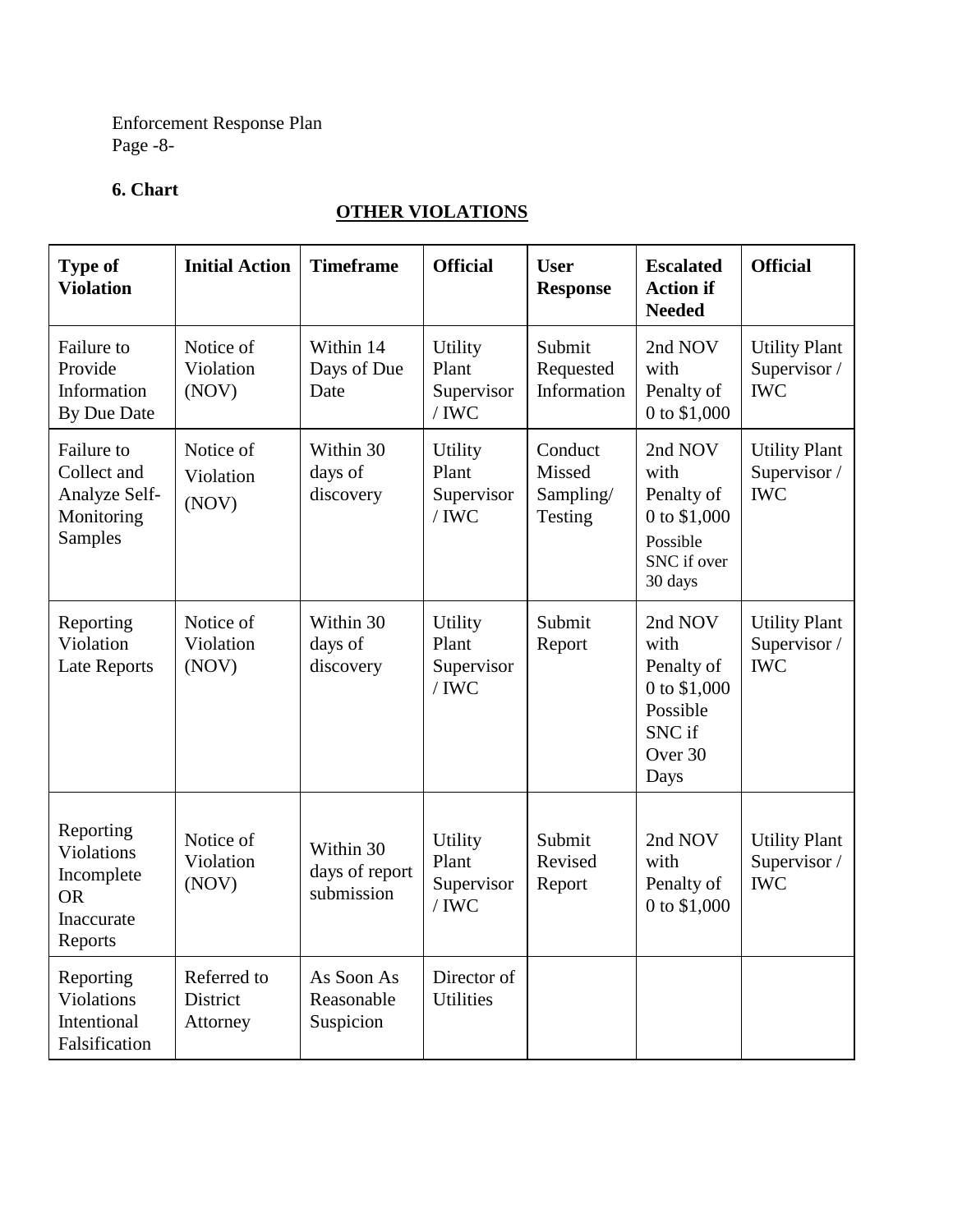Enforcement Response Plan
Page -8-

**6. Chart**

**OTHER VIOLATIONS**

| Type of Violation | Initial Action | Timeframe | Official | User Response | Escalated Action if Needed | Official |
|---|---|---|---|---|---|---|
| Failure to Provide Information By Due Date | Notice of Violation (NOV) | Within 14 Days of Due Date | Utility Plant Supervisor / IWC | Submit Requested Information | 2nd NOV with Penalty of 0 to $1,000 | Utility Plant Supervisor / IWC |
| Failure to Collect and Analyze Self-Monitoring Samples | Notice of Violation (NOV) | Within 30 days of discovery | Utility Plant Supervisor / IWC | Conduct Missed Sampling/ Testing | 2nd NOV with Penalty of 0 to $1,000 Possible SNC if over 30 days | Utility Plant Supervisor / IWC |
| Reporting Violation Late Reports | Notice of Violation (NOV) | Within 30 days of discovery | Utility Plant Supervisor / IWC | Submit Report | 2nd NOV with Penalty of 0 to $1,000 Possible SNC if Over 30 Days | Utility Plant Supervisor / IWC |
| Reporting Violations Incomplete OR Inaccurate Reports | Notice of Violation (NOV) | Within 30 days of report submission | Utility Plant Supervisor / IWC | Submit Revised Report | 2nd NOV with Penalty of 0 to $1,000 | Utility Plant Supervisor / IWC |
| Reporting Violations Intentional Falsification | Referred to District Attorney | As Soon As Reasonable Suspicion | Director of Utilities | | | |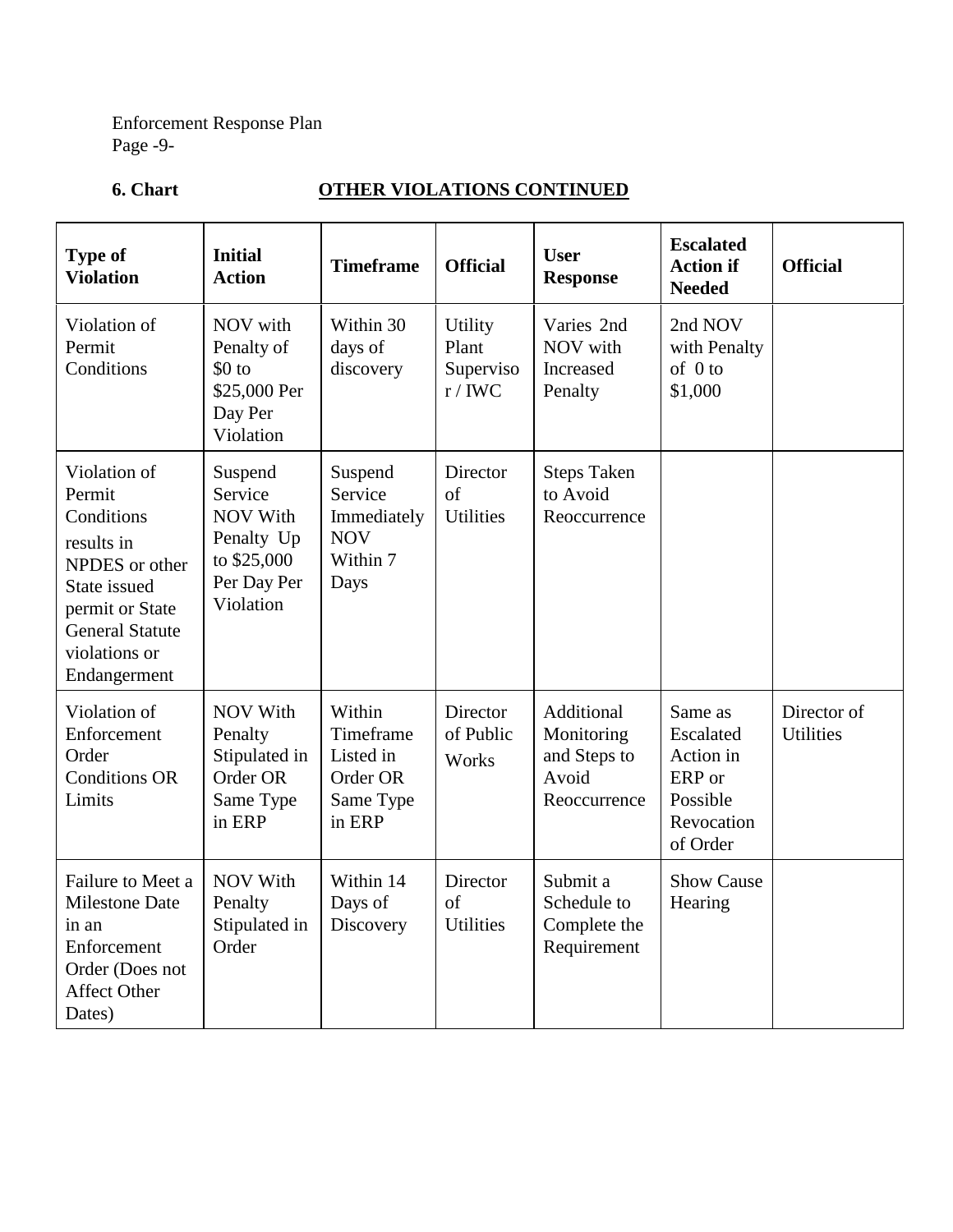Enforcement Response Plan
Page -9-

**6. Chart** **OTHER VIOLATIONS CONTINUED**

| Type of Violation | Initial Action | Timeframe | Official | User Response | Escalated Action if Needed | Official |
|---|---|---|---|---|---|---|
| Violation of Permit Conditions | NOV with Penalty of $0 to $25,000 Per Day Per Violation | Within 30 days of discovery | Utility Plant Supervisor / IWC | Varies 2nd NOV with Increased Penalty | 2nd NOV with Penalty of 0 to $1,000 | |
| Violation of Permit Conditions results in NPDES or other State issued permit or State General Statute violations or Endangerment | Suspend Service NOV With Penalty Up to $25,000 Per Day Per Violation | Suspend Service Immediately NOV Within 7 Days | Director of Utilities | Steps Taken to Avoid Reoccurrence | | |
| Violation of Enforcement Order Conditions OR Limits | NOV With Penalty Stipulated in Order OR Same Type in ERP | Within Timeframe Listed in Order OR Same Type in ERP | Director of Public Works | Additional Monitoring and Steps to Avoid Reoccurrence | Same as Escalated Action in ERP or Possible Revocation of Order | Director of Utilities |
| Failure to Meet a Milestone Date in an Enforcement Order (Does not Affect Other Dates) | NOV With Penalty Stipulated in Order | Within 14 Days of Discovery | Director of Utilities | Submit a Schedule to Complete the Requirement | Show Cause Hearing | |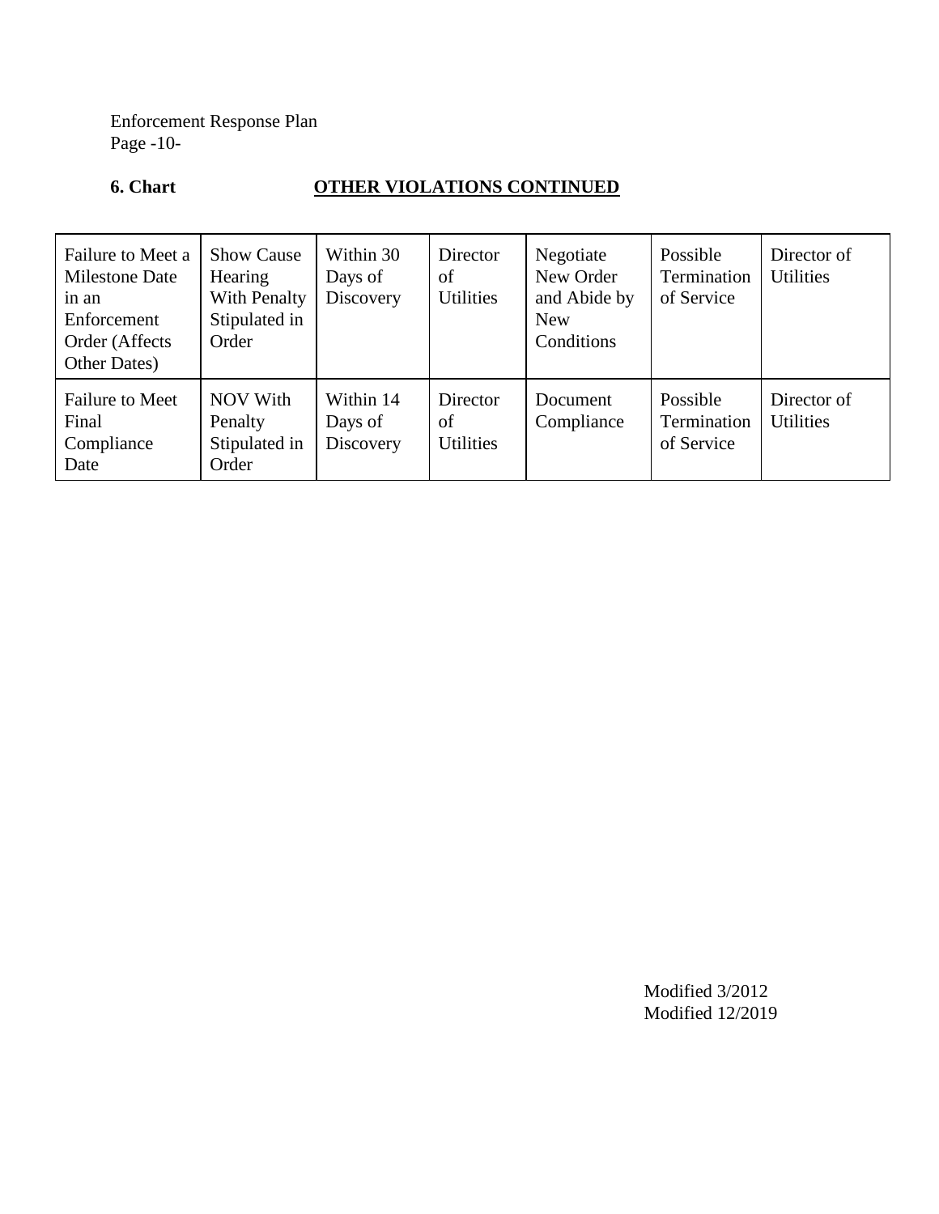**6. Chart** **OTHER VIOLATIONS CONTINUED**

| | | | | | | |
|---|---|---|---|---|---|---|
| Failure to Meet a Milestone Date in an Enforcement Order (Affects Other Dates) | Show Cause Hearing With Penalty Stipulated in Order | Within 30 Days of Discovery | Director of Utilities | Negotiate New Order and Abide by New Conditions | Possible Termination of Service | Director of Utilities |
| Failure to Meet Final Compliance Date | NOV With Penalty Stipulated in Order | Within 14 Days of Discovery | Director of Utilities | Document Compliance | Possible Termination of Service | Director of Utilities |

Modified 3/2012
Modified 12/2019